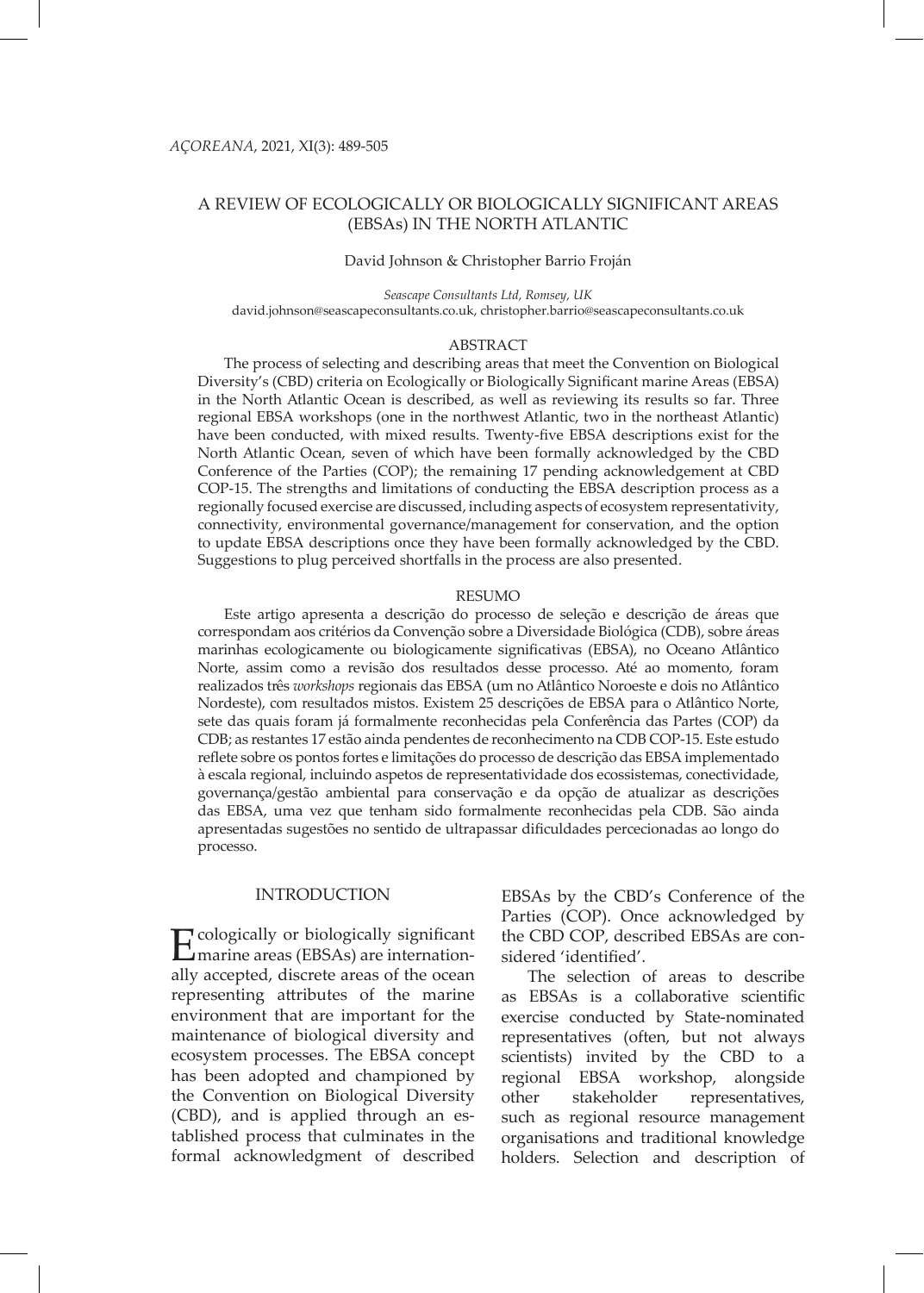# A REVIEW OF ECOLOGICALLY OR BIOLOGICALLY SIGNIFICANT AREAS (EBSAs) IN THE NORTH ATLANTIC

David Johnson & Christopher Barrio Froján

*Seascape Consultants Ltd, Romsey, UK*
david.johnson@seascapeconsultants.co.uk, christopher.barrio@seascapeconsultants.co.uk

## ABSTRACT

The process of selecting and describing areas that meet the Convention on Biological Diversity's (CBD) criteria on Ecologically or Biologically Significant marine Areas (EBSA) in the North Atlantic Ocean is described, as well as reviewing its results so far. Three regional EBSA workshops (one in the northwest Atlantic, two in the northeast Atlantic) have been conducted, with mixed results. Twenty-five EBSA descriptions exist for the North Atlantic Ocean, seven of which have been formally acknowledged by the CBD Conference of the Parties (COP); the remaining 17 pending acknowledgement at CBD COP-15. The strengths and limitations of conducting the EBSA description process as a regionally focused exercise are discussed, including aspects of ecosystem representativity, connectivity, environmental governance/management for conservation, and the option to update EBSA descriptions once they have been formally acknowledged by the CBD. Suggestions to plug perceived shortfalls in the process are also presented.

## RESUMO

Este artigo apresenta a descrição do processo de seleção e descrição de áreas que correspondam aos critérios da Convenção sobre a Diversidade Biológica (CDB), sobre áreas marinhas ecologicamente ou biologicamente significativas (EBSA), no Oceano Atlântico Norte, assim como a revisão dos resultados desse processo. Até ao momento, foram realizados três *workshops* regionais das EBSA (um no Atlântico Noroeste e dois no Atlântico Nordeste), com resultados mistos. Existem 25 descrições de EBSA para o Atlântico Norte, sete das quais foram já formalmente reconhecidas pela Conferência das Partes (COP) da CDB; as restantes 17 estão ainda pendentes de reconhecimento na CDB COP-15. Este estudo reflete sobre os pontos fortes e limitações do processo de descrição das EBSA implementado à escala regional, incluindo aspetos de representatividade dos ecossistemas, conectividade, governança/gestão ambiental para conservação e da opção de atualizar as descrições das EBSA, uma vez que tenham sido formalmente reconhecidas pela CDB. São ainda apresentadas sugestões no sentido de ultrapassar dificuldades percecionadas ao longo do processo.

## INTRODUCTION

Ecologically or biologically significant marine areas (EBSAs) are internationally accepted, discrete areas of the ocean representing attributes of the marine environment that are important for the maintenance of biological diversity and ecosystem processes. The EBSA concept has been adopted and championed by the Convention on Biological Diversity (CBD), and is applied through an established process that culminates in the formal acknowledgment of described EBSAs by the CBD's Conference of the Parties (COP). Once acknowledged by the CBD COP, described EBSAs are considered 'identified'.

The selection of areas to describe as EBSAs is a collaborative scientific exercise conducted by State-nominated representatives (often, but not always scientists) invited by the CBD to a regional EBSA workshop, alongside other stakeholder representatives, such as regional resource management organisations and traditional knowledge holders. Selection and description of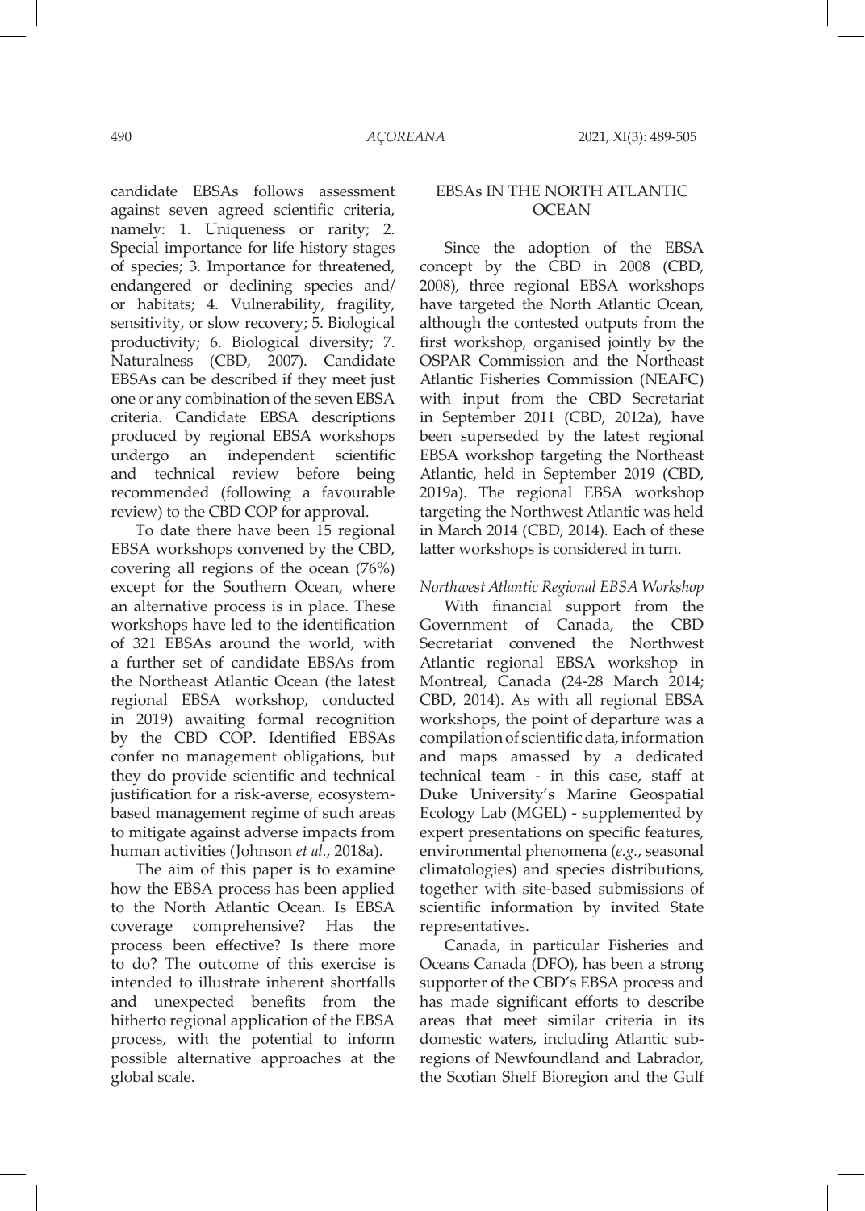candidate EBSAs follows assessment against seven agreed scientific criteria, namely: 1. Uniqueness or rarity; 2. Special importance for life history stages of species; 3. Importance for threatened, endangered or declining species and/or habitats; 4. Vulnerability, fragility, sensitivity, or slow recovery; 5. Biological productivity; 6. Biological diversity; 7. Naturalness (CBD, 2007). Candidate EBSAs can be described if they meet just one or any combination of the seven EBSA criteria. Candidate EBSA descriptions produced by regional EBSA workshops undergo an independent scientific and technical review before being recommended (following a favourable review) to the CBD COP for approval.

To date there have been 15 regional EBSA workshops convened by the CBD, covering all regions of the ocean (76%) except for the Southern Ocean, where an alternative process is in place. These workshops have led to the identification of 321 EBSAs around the world, with a further set of candidate EBSAs from the Northeast Atlantic Ocean (the latest regional EBSA workshop, conducted in 2019) awaiting formal recognition by the CBD COP. Identified EBSAs confer no management obligations, but they do provide scientific and technical justification for a risk-averse, ecosystem-based management regime of such areas to mitigate against adverse impacts from human activities (Johnson *et al.*, 2018a).

The aim of this paper is to examine how the EBSA process has been applied to the North Atlantic Ocean. Is EBSA coverage comprehensive? Has the process been effective? Is there more to do? The outcome of this exercise is intended to illustrate inherent shortfalls and unexpected benefits from the hitherto regional application of the EBSA process, with the potential to inform possible alternative approaches at the global scale.

## EBSAs IN THE NORTH ATLANTIC OCEAN

Since the adoption of the EBSA concept by the CBD in 2008 (CBD, 2008), three regional EBSA workshops have targeted the North Atlantic Ocean, although the contested outputs from the first workshop, organised jointly by the OSPAR Commission and the Northeast Atlantic Fisheries Commission (NEAFC) with input from the CBD Secretariat in September 2011 (CBD, 2012a), have been superseded by the latest regional EBSA workshop targeting the Northeast Atlantic, held in September 2019 (CBD, 2019a). The regional EBSA workshop targeting the Northwest Atlantic was held in March 2014 (CBD, 2014). Each of these latter workshops is considered in turn.

### *Northwest Atlantic Regional EBSA Workshop*

With financial support from the Government of Canada, the CBD Secretariat convened the Northwest Atlantic regional EBSA workshop in Montreal, Canada (24-28 March 2014; CBD, 2014). As with all regional EBSA workshops, the point of departure was a compilation of scientific data, information and maps amassed by a dedicated technical team - in this case, staff at Duke University's Marine Geospatial Ecology Lab (MGEL) - supplemented by expert presentations on specific features, environmental phenomena (*e.g.*, seasonal climatologies) and species distributions, together with site-based submissions of scientific information by invited State representatives.

Canada, in particular Fisheries and Oceans Canada (DFO), has been a strong supporter of the CBD's EBSA process and has made significant efforts to describe areas that meet similar criteria in its domestic waters, including Atlantic sub-regions of Newfoundland and Labrador, the Scotian Shelf Bioregion and the Gulf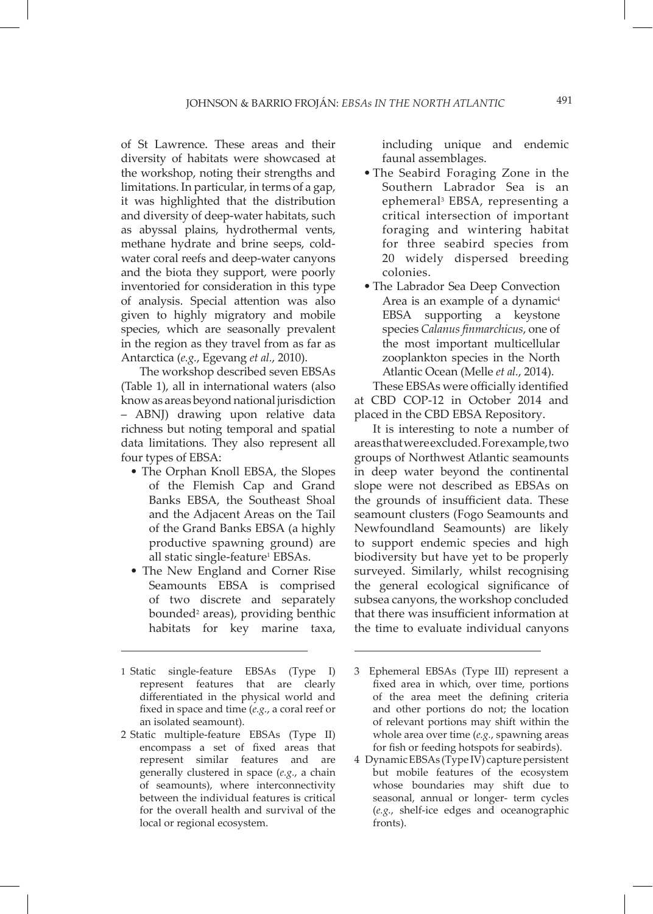of St Lawrence. These areas and their diversity of habitats were showcased at the workshop, noting their strengths and limitations. In particular, in terms of a gap, it was highlighted that the distribution and diversity of deep-water habitats, such as abyssal plains, hydrothermal vents, methane hydrate and brine seeps, cold-water coral reefs and deep-water canyons and the biota they support, were poorly inventoried for consideration in this type of analysis. Special attention was also given to highly migratory and mobile species, which are seasonally prevalent in the region as they travel from as far as Antarctica (*e.g.*, Egevang *et al.*, 2010).

The workshop described seven EBSAs (Table 1), all in international waters (also know as areas beyond national jurisdiction – ABNJ) drawing upon relative data richness but noting temporal and spatial data limitations. They also represent all four types of EBSA:

- The Orphan Knoll EBSA, the Slopes of the Flemish Cap and Grand Banks EBSA, the Southeast Shoal and the Adjacent Areas on the Tail of the Grand Banks EBSA (a highly productive spawning ground) are all static single-feature[1] EBSAs.
- The New England and Corner Rise Seamounts EBSA is comprised of two discrete and separately bounded[2] areas), providing benthic habitats for key marine taxa, including unique and endemic faunal assemblages.
- The Seabird Foraging Zone in the Southern Labrador Sea is an ephemeral[3] EBSA, representing a critical intersection of important foraging and wintering habitat for three seabird species from 20 widely dispersed breeding colonies.
- The Labrador Sea Deep Convection Area is an example of a dynamic[4] EBSA supporting a keystone species *Calanus finmarchicus*, one of the most important multicellular zooplankton species in the North Atlantic Ocean (Melle *et al.*, 2014).

These EBSAs were officially identified at CBD COP-12 in October 2014 and placed in the CBD EBSA Repository.

It is interesting to note a number of areas that were excluded. For example, two groups of Northwest Atlantic seamounts in deep water beyond the continental slope were not described as EBSAs on the grounds of insufficient data. These seamount clusters (Fogo Seamounts and Newfoundland Seamounts) are likely to support endemic species and high biodiversity but have yet to be properly surveyed. Similarly, whilst recognising the general ecological significance of subsea canyons, the workshop concluded that there was insufficient information at the time to evaluate individual canyons

---

1 Static single-feature EBSAs (Type I) represent features that are clearly differentiated in the physical world and fixed in space and time (*e.g.*, a coral reef or an isolated seamount).

2 Static multiple-feature EBSAs (Type II) encompass a set of fixed areas that represent similar features and are generally clustered in space (*e.g.*, a chain of seamounts), where interconnectivity between the individual features is critical for the overall health and survival of the local or regional ecosystem.

3 Ephemeral EBSAs (Type III) represent a fixed area in which, over time, portions of the area meet the defining criteria and other portions do not; the location of relevant portions may shift within the whole area over time (*e.g.*, spawning areas for fish or feeding hotspots for seabirds).

4 Dynamic EBSAs (Type IV) capture persistent but mobile features of the ecosystem whose boundaries may shift due to seasonal, annual or longer- term cycles (*e.g.*, shelf-ice edges and oceanographic fronts).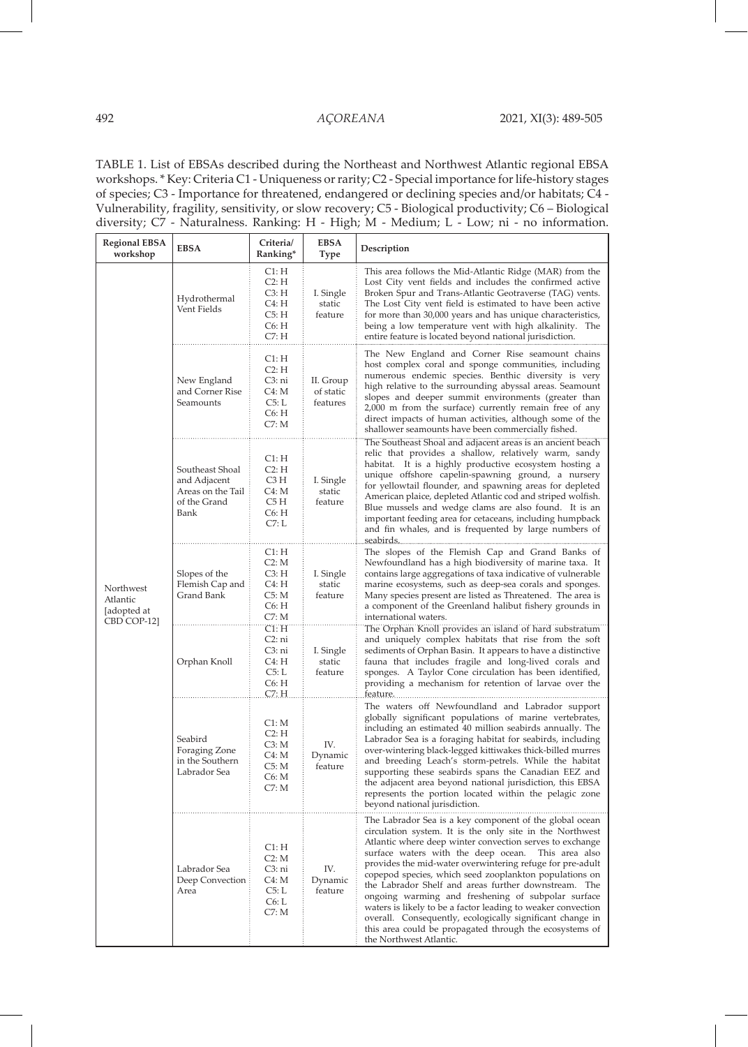TABLE 1. List of EBSAs described during the Northeast and Northwest Atlantic regional EBSA workshops. * Key: Criteria C1 - Uniqueness or rarity; C2 - Special importance for life-history stages of species; C3 - Importance for threatened, endangered or declining species and/or habitats; C4 - Vulnerability, fragility, sensitivity, or slow recovery; C5 - Biological productivity; C6 – Biological diversity; C7 - Naturalness. Ranking: H - High; M - Medium; L - Low; ni - no information.

| Regional EBSA workshop | EBSA | Criteria/ Ranking* | EBSA Type | Description |
|---|---|---|---|---|
| Northwest Atlantic [adopted at CBD COP-12] | Hydrothermal Vent Fields | C1: H<br>C2: H<br>C3: H<br>C4: H<br>C5: H<br>C6: H<br>C7: H | I. Single static feature | This area follows the Mid-Atlantic Ridge (MAR) from the Lost City vent fields and includes the confirmed active Broken Spur and Trans-Atlantic Geotraverse (TAG) vents. The Lost City vent field is estimated to have been active for more than 30,000 years and has unique characteristics, being a low temperature vent with high alkalinity. The entire feature is located beyond national jurisdiction. |
| | New England and Corner Rise Seamounts | C1: H<br>C2: H<br>C3: ni<br>C4: M<br>C5: L<br>C6: H<br>C7: M | II. Group of static features | The New England and Corner Rise seamount chains host complex coral and sponge communities, including numerous endemic species. Benthic diversity is very high relative to the surrounding abyssal areas. Seamount slopes and deeper summit environments (greater than 2,000 m from the surface) currently remain free of any direct impacts of human activities, although some of the shallower seamounts have been commercially fished. |
| | Southeast Shoal and Adjacent Areas on the Tail of the Grand Bank | C1: H<br>C2: H<br>C3 H<br>C4: M<br>C5 H<br>C6: H<br>C7: L | I. Single static feature | The Southeast Shoal and adjacent areas is an ancient beach relic that provides a shallow, relatively warm, sandy habitat. It is a highly productive ecosystem hosting a unique offshore capelin-spawning ground, a nursery for yellowtail flounder, and spawning areas for depleted American plaice, depleted Atlantic cod and striped wolfish. Blue mussels and wedge clams are also found. It is an important feeding area for cetaceans, including humpback and fin whales, and is frequented by large numbers of seabirds. |
| | Slopes of the Flemish Cap and Grand Bank | C1: H<br>C2: M<br>C3: H<br>C4: H<br>C5: M<br>C6: H<br>C7: M | I. Single static feature | The slopes of the Flemish Cap and Grand Banks of Newfoundland has a high biodiversity of marine taxa. It contains large aggregations of taxa indicative of vulnerable marine ecosystems, such as deep-sea corals and sponges. Many species present are listed as Threatened. The area is a component of the Greenland halibut fishery grounds in international waters. |
| | Orphan Knoll | C1: H<br>C2: ni<br>C3: ni<br>C4: H<br>C5: L<br>C6: H<br>C7: H | I. Single static feature | The Orphan Knoll provides an island of hard substratum and uniquely complex habitats that rise from the soft sediments of Orphan Basin. It appears to have a distinctive fauna that includes fragile and long-lived corals and sponges. A Taylor Cone circulation has been identified, providing a mechanism for retention of larvae over the feature. |
| | Seabird Foraging Zone in the Southern Labrador Sea | C1: M<br>C2: H<br>C3: M<br>C4: M<br>C5: M<br>C6: M<br>C7: M | IV. Dynamic feature | The waters off Newfoundland and Labrador support globally significant populations of marine vertebrates, including an estimated 40 million seabirds annually. The Labrador Sea is a foraging habitat for seabirds, including over-wintering black-legged kittiwakes thick-billed murres and breeding Leach's storm-petrels. While the habitat supporting these seabirds spans the Canadian EEZ and the adjacent area beyond national jurisdiction, this EBSA represents the portion located within the pelagic zone beyond national jurisdiction. |
| | Labrador Sea Deep Convection Area | C1: H<br>C2: M<br>C3: ni<br>C4: M<br>C5: L<br>C6: L<br>C7: M | IV. Dynamic feature | The Labrador Sea is a key component of the global ocean circulation system. It is the only site in the Northwest Atlantic where deep winter convection serves to exchange surface waters with the deep ocean. This area also provides the mid-water overwintering refuge for pre-adult copepod species, which seed zooplankton populations on the Labrador Shelf and areas further downstream. The ongoing warming and freshening of subpolar surface waters is likely to be a factor leading to weaker convection overall. Consequently, ecologically significant change in this area could be propagated through the ecosystems of the Northwest Atlantic. |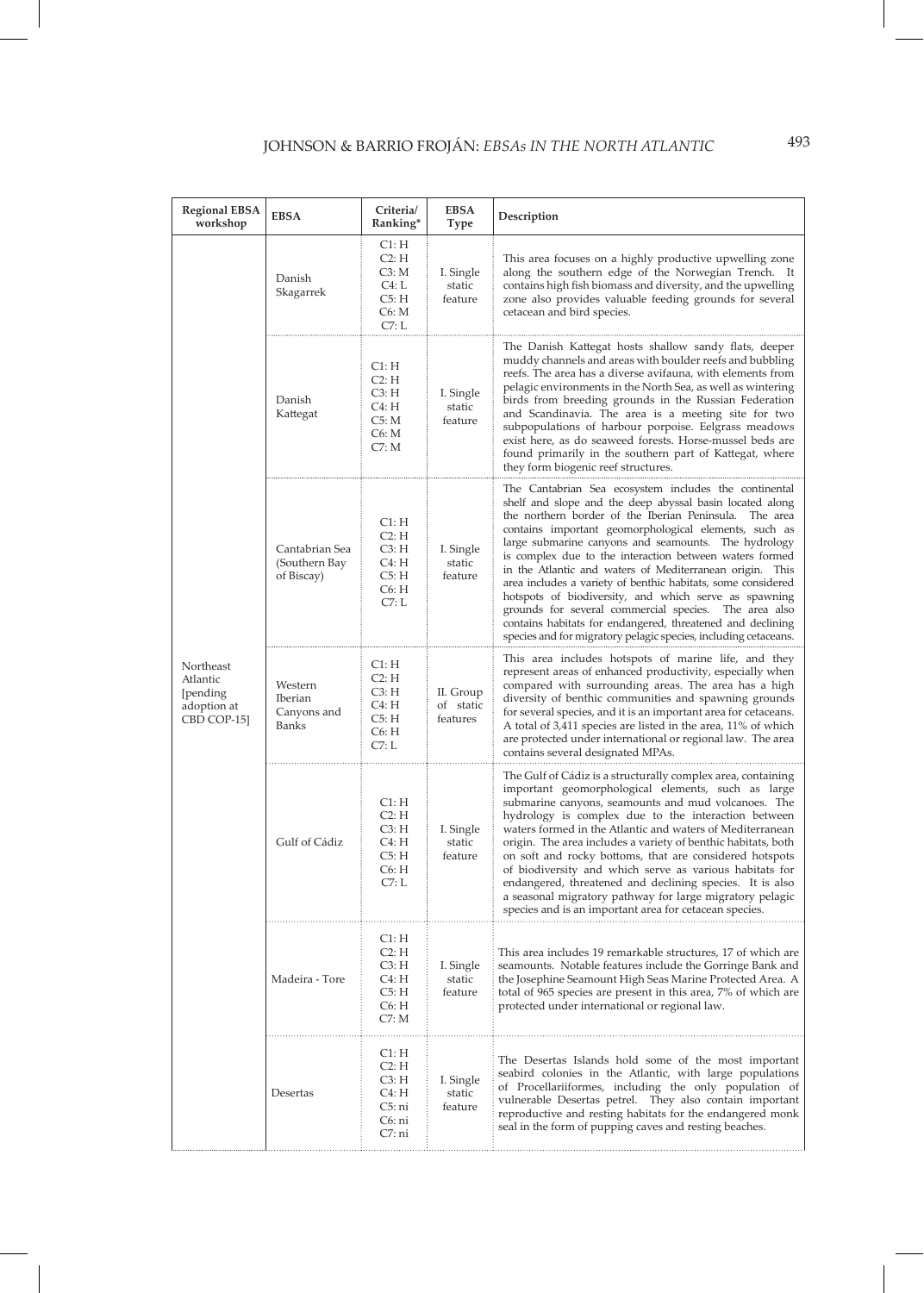| Regional EBSA workshop | EBSA | Criteria/ Ranking* | EBSA Type | Description |
|---|---|---|---|---|
| Northeast Atlantic [pending adoption at CBD COP-15] | Danish Skagarrek | C1: H<br>C2: H<br>C3: M<br>C4: L<br>C5: H<br>C6: M<br>C7: L | I. Single static feature | This area focuses on a highly productive upwelling zone along the southern edge of the Norwegian Trench. It contains high fish biomass and diversity, and the upwelling zone also provides valuable feeding grounds for several cetacean and bird species. |
| | Danish Kattegat | C1: H<br>C2: H<br>C3: H<br>C4: H<br>C5: M<br>C6: M<br>C7: M | I. Single static feature | The Danish Kattegat hosts shallow sandy flats, deeper muddy channels and areas with boulder reefs and bubbling reefs. The area has a diverse avifauna, with elements from pelagic environments in the North Sea, as well as wintering birds from breeding grounds in the Russian Federation and Scandinavia. The area is a meeting site for two subpopulations of harbour porpoise. Eelgrass meadows exist here, as do seaweed forests. Horse-mussel beds are found primarily in the southern part of Kattegat, where they form biogenic reef structures. |
| | Cantabrian Sea (Southern Bay of Biscay) | C1: H<br>C2: H<br>C3: H<br>C4: H<br>C5: H<br>C6: H<br>C7: L | I. Single static feature | The Cantabrian Sea ecosystem includes the continental shelf and slope and the deep abyssal basin located along the northern border of the Iberian Peninsula. The area contains important geomorphological elements, such as large submarine canyons and seamounts. The hydrology is complex due to the interaction between waters formed in the Atlantic and waters of Mediterranean origin. This area includes a variety of benthic habitats, some considered hotspots of biodiversity, and which serve as spawning grounds for several commercial species. The area also contains habitats for endangered, threatened and declining species and for migratory pelagic species, including cetaceans. |
| | Western Iberian Canyons and Banks | C1: H<br>C2: H<br>C3: H<br>C4: H<br>C5: H<br>C6: H<br>C7: L | II. Group of static features | This area includes hotspots of marine life, and they represent areas of enhanced productivity, especially when compared with surrounding areas. The area has a high diversity of benthic communities and spawning grounds for several species, and it is an important area for cetaceans. A total of 3,411 species are listed in the area, 11% of which are protected under international or regional law. The area contains several designated MPAs. |
| | Gulf of Cádiz | C1: H<br>C2: H<br>C3: H<br>C4: H<br>C5: H<br>C6: H<br>C7: L | I. Single static feature | The Gulf of Cádiz is a structurally complex area, containing important geomorphological elements, such as large submarine canyons, seamounts and mud volcanoes. The hydrology is complex due to the interaction between waters formed in the Atlantic and waters of Mediterranean origin. The area includes a variety of benthic habitats, both on soft and rocky bottoms, that are considered hotspots of biodiversity and which serve as various habitats for endangered, threatened and declining species. It is also a seasonal migratory pathway for large migratory pelagic species and is an important area for cetacean species. |
| | Madeira - Tore | C1: H<br>C2: H<br>C3: H<br>C4: H<br>C5: H<br>C6: H<br>C7: M | I. Single static feature | This area includes 19 remarkable structures, 17 of which are seamounts. Notable features include the Gorringe Bank and the Josephine Seamount High Seas Marine Protected Area. A total of 965 species are present in this area, 7% of which are protected under international or regional law. |
| | Desertas | C1: H<br>C2: H<br>C3: H<br>C4: H<br>C5: ni<br>C6: ni<br>C7: ni | I. Single static feature | The Desertas Islands hold some of the most important seabird colonies in the Atlantic, with large populations of Procellariiformes, including the only population of vulnerable Desertas petrel. They also contain important reproductive and resting habitats for the endangered monk seal in the form of pupping caves and resting beaches. |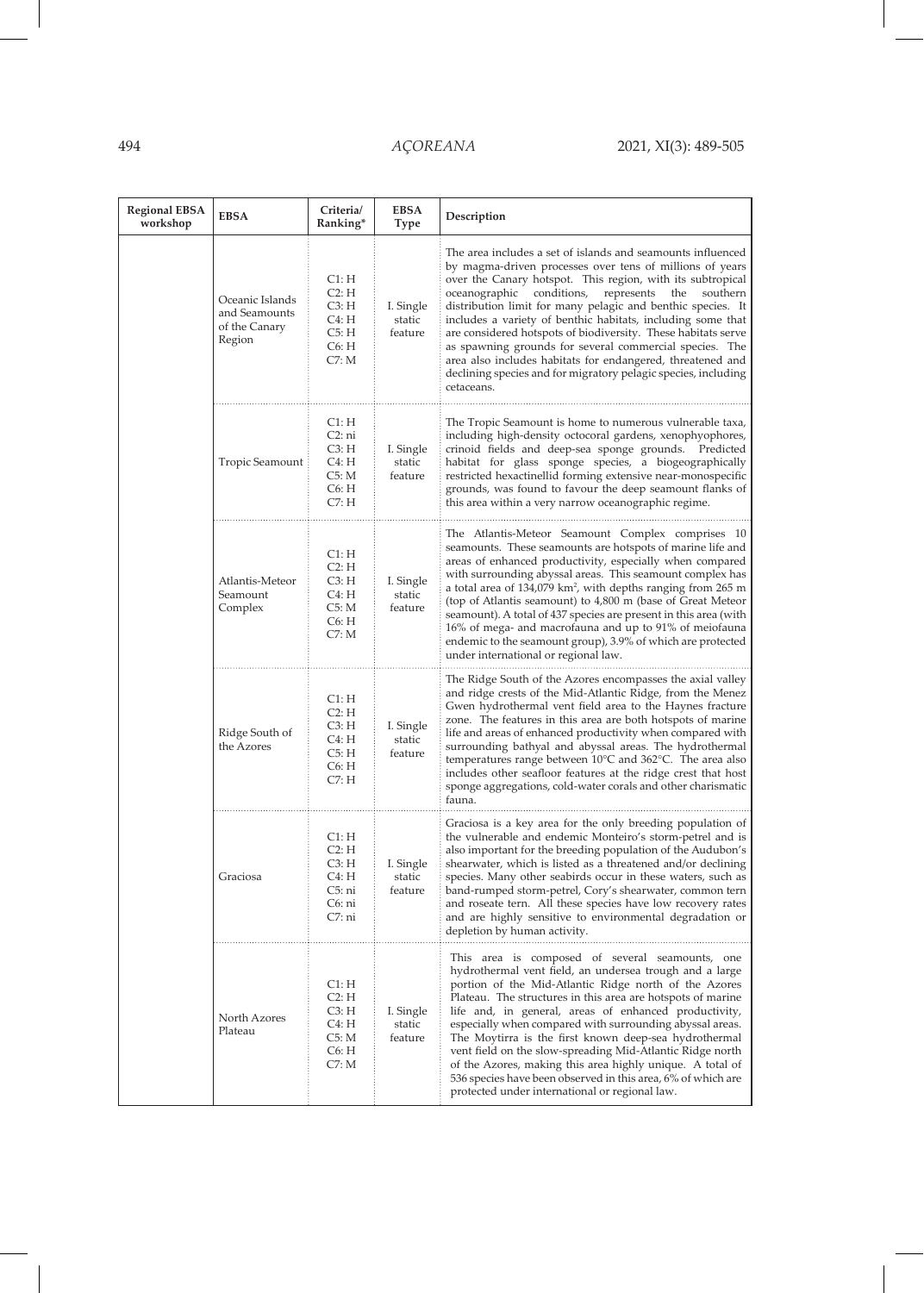| Regional EBSA workshop | EBSA | Criteria/ Ranking* | EBSA Type | Description |
|---|---|---|---|---|
| | Oceanic Islands and Seamounts of the Canary Region | C1: H C2: H C3: H C4: H C5: H C6: H C7: M | I. Single static feature | The area includes a set of islands and seamounts influenced by magma-driven processes over tens of millions of years over the Canary hotspot. This region, with its subtropical oceanographic conditions, represents the southern distribution limit for many pelagic and benthic species. It includes a variety of benthic habitats, including some that are considered hotspots of biodiversity. These habitats serve as spawning grounds for several commercial species. The area also includes habitats for endangered, threatened and declining species and for migratory pelagic species, including cetaceans. |
| | Tropic Seamount | C1: H C2: ni C3: H C4: H C5: M C6: H C7: H | I. Single static feature | The Tropic Seamount is home to numerous vulnerable taxa, including high-density octocoral gardens, xenophyophores, crinoid fields and deep-sea sponge grounds. Predicted habitat for glass sponge species, a biogeographically restricted hexactinellid forming extensive near-monospecific grounds, was found to favour the deep seamount flanks of this area within a very narrow oceanographic regime. |
| | Atlantis-Meteor Seamount Complex | C1: H C2: H C3: H C4: H C5: M C6: H C7: M | I. Single static feature | The Atlantis-Meteor Seamount Complex comprises 10 seamounts. These seamounts are hotspots of marine life and areas of enhanced productivity, especially when compared with surrounding abyssal areas. This seamount complex has a total area of 134,079 km², with depths ranging from 265 m (top of Atlantis seamount) to 4,800 m (base of Great Meteor seamount). A total of 437 species are present in this area (with 16% of mega- and macrofauna and up to 91% of meiofauna endemic to the seamount group), 3.9% of which are protected under international or regional law. |
| | Ridge South of the Azores | C1: H C2: H C3: H C4: H C5: H C6: H C7: H | I. Single static feature | The Ridge South of the Azores encompasses the axial valley and ridge crests of the Mid-Atlantic Ridge, from the Menez Gwen hydrothermal vent field area to the Haynes fracture zone. The features in this area are both hotspots of marine life and areas of enhanced productivity when compared with surrounding bathyal and abyssal areas. The hydrothermal temperatures range between 10°C and 362°C. The area also includes other seafloor features at the ridge crest that host sponge aggregations, cold-water corals and other charismatic fauna. |
| | Graciosa | C1: H C2: H C3: H C4: H C5: ni C6: ni C7: ni | I. Single static feature | Graciosa is a key area for the only breeding population of the vulnerable and endemic Monteiro's storm-petrel and is also important for the breeding population of the Audubon's shearwater, which is listed as a threatened and/or declining species. Many other seabirds occur in these waters, such as band-rumped storm-petrel, Cory's shearwater, common tern and roseate tern. All these species have low recovery rates and are highly sensitive to environmental degradation or depletion by human activity. |
| | North Azores Plateau | C1: H C2: H C3: H C4: H C5: M C6: H C7: M | I. Single static feature | This area is composed of several seamounts, one hydrothermal vent field, an undersea trough and a large portion of the Mid-Atlantic Ridge north of the Azores Plateau. The structures in this area are hotspots of marine life and, in general, areas of enhanced productivity, especially when compared with surrounding abyssal areas. The Moytirra is the first known deep-sea hydrothermal vent field on the slow-spreading Mid-Atlantic Ridge north of the Azores, making this area highly unique. A total of 536 species have been observed in this area, 6% of which are protected under international or regional law. |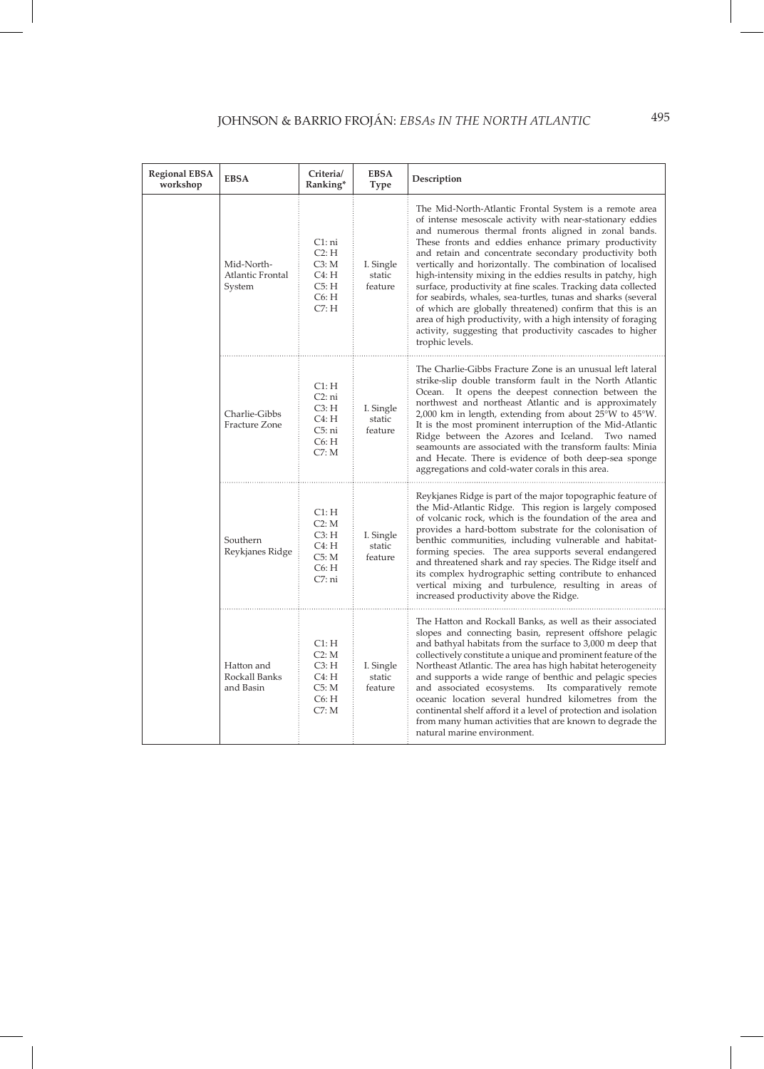| Regional EBSA workshop | EBSA | Criteria/ Ranking* | EBSA Type | Description |
|---|---|---|---|---|
| | Mid-North-Atlantic Frontal System | C1: ni<br>C2: H<br>C3: M<br>C4: H<br>C5: H<br>C6: H<br>C7: H | I. Single static feature | The Mid-North-Atlantic Frontal System is a remote area of intense mesoscale activity with near-stationary eddies and numerous thermal fronts aligned in zonal bands. These fronts and eddies enhance primary productivity and retain and concentrate secondary productivity both vertically and horizontally. The combination of localised high-intensity mixing in the eddies results in patchy, high surface, productivity at fine scales. Tracking data collected for seabirds, whales, sea-turtles, tunas and sharks (several of which are globally threatened) confirm that this is an area of high productivity, with a high intensity of foraging activity, suggesting that productivity cascades to higher trophic levels. |
| | Charlie-Gibbs Fracture Zone | C1: H<br>C2: ni<br>C3: H<br>C4: H<br>C5: ni<br>C6: H<br>C7: M | I. Single static feature | The Charlie-Gibbs Fracture Zone is an unusual left lateral strike-slip double transform fault in the North Atlantic Ocean. It opens the deepest connection between the northwest and northeast Atlantic and is approximately 2,000 km in length, extending from about 25°W to 45°W. It is the most prominent interruption of the Mid-Atlantic Ridge between the Azores and Iceland. Two named seamounts are associated with the transform faults: Minia and Hecate. There is evidence of both deep-sea sponge aggregations and cold-water corals in this area. |
| | Southern Reykjanes Ridge | C1: H<br>C2: M<br>C3: H<br>C4: H<br>C5: M<br>C6: H<br>C7: ni | I. Single static feature | Reykjanes Ridge is part of the major topographic feature of the Mid-Atlantic Ridge. This region is largely composed of volcanic rock, which is the foundation of the area and provides a hard-bottom substrate for the colonisation of benthic communities, including vulnerable and habitat-forming species. The area supports several endangered and threatened shark and ray species. The Ridge itself and its complex hydrographic setting contribute to enhanced vertical mixing and turbulence, resulting in areas of increased productivity above the Ridge. |
| | Hatton and Rockall Banks and Basin | C1: H<br>C2: M<br>C3: H<br>C4: H<br>C5: M<br>C6: H<br>C7: M | I. Single static feature | The Hatton and Rockall Banks, as well as their associated slopes and connecting basin, represent offshore pelagic and bathyal habitats from the surface to 3,000 m deep that collectively constitute a unique and prominent feature of the Northeast Atlantic. The area has high habitat heterogeneity and supports a wide range of benthic and pelagic species and associated ecosystems. Its comparatively remote oceanic location several hundred kilometres from the continental shelf afford it a level of protection and isolation from many human activities that are known to degrade the natural marine environment. |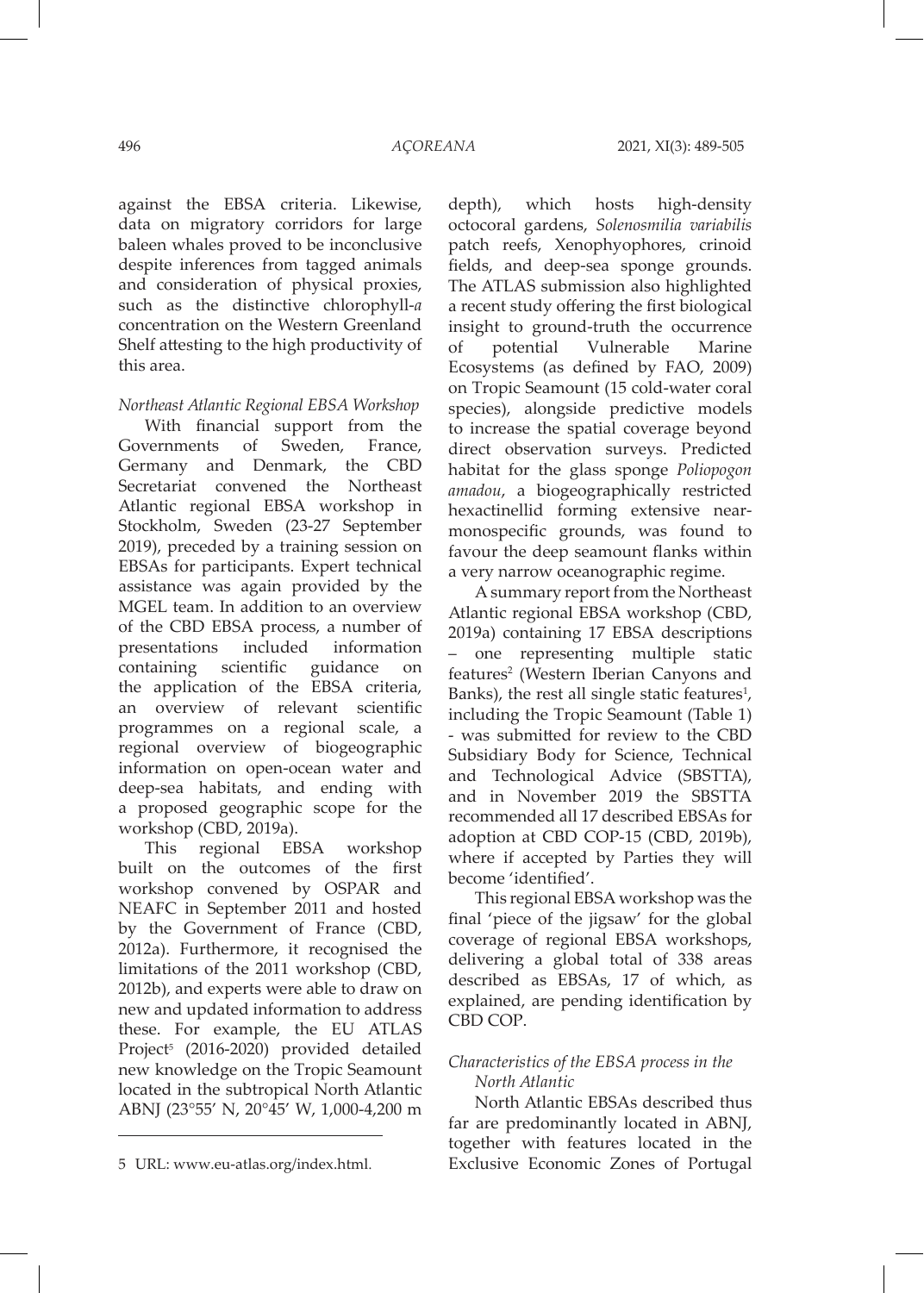against the EBSA criteria. Likewise, data on migratory corridors for large baleen whales proved to be inconclusive despite inferences from tagged animals and consideration of physical proxies, such as the distinctive chlorophyll-*a* concentration on the Western Greenland Shelf attesting to the high productivity of this area.

*Northeast Atlantic Regional EBSA Workshop*

With financial support from the Governments of Sweden, France, Germany and Denmark, the CBD Secretariat convened the Northeast Atlantic regional EBSA workshop in Stockholm, Sweden (23-27 September 2019), preceded by a training session on EBSAs for participants. Expert technical assistance was again provided by the MGEL team. In addition to an overview of the CBD EBSA process, a number of presentations included information containing scientific guidance on the application of the EBSA criteria, an overview of relevant scientific programmes on a regional scale, a regional overview of biogeographic information on open-ocean water and deep-sea habitats, and ending with a proposed geographic scope for the workshop (CBD, 2019a).

This regional EBSA workshop built on the outcomes of the first workshop convened by OSPAR and NEAFC in September 2011 and hosted by the Government of France (CBD, 2012a). Furthermore, it recognised the limitations of the 2011 workshop (CBD, 2012b), and experts were able to draw on new and updated information to address these. For example, the EU ATLAS Project[5] (2016-2020) provided detailed new knowledge on the Tropic Seamount located in the subtropical North Atlantic ABNJ (23°55′ N, 20°45′ W, 1,000-4,200 m depth), which hosts high-density octocoral gardens, *Solenosmilia variabilis* patch reefs, Xenophyophores, crinoid fields, and deep-sea sponge grounds. The ATLAS submission also highlighted a recent study offering the first biological insight to ground-truth the occurrence of potential Vulnerable Marine Ecosystems (as defined by FAO, 2009) on Tropic Seamount (15 cold-water coral species), alongside predictive models to increase the spatial coverage beyond direct observation surveys. Predicted habitat for the glass sponge *Poliopogon amadou*, a biogeographically restricted hexactinellid forming extensive near-monospecific grounds, was found to favour the deep seamount flanks within a very narrow oceanographic regime.

A summary report from the Northeast Atlantic regional EBSA workshop (CBD, 2019a) containing 17 EBSA descriptions – one representing multiple static features[2] (Western Iberian Canyons and Banks), the rest all single static features[1], including the Tropic Seamount (Table 1) - was submitted for review to the CBD Subsidiary Body for Science, Technical and Technological Advice (SBSTTA), and in November 2019 the SBSTTA recommended all 17 described EBSAs for adoption at CBD COP-15 (CBD, 2019b), where if accepted by Parties they will become 'identified'.

This regional EBSA workshop was the final 'piece of the jigsaw' for the global coverage of regional EBSA workshops, delivering a global total of 338 areas described as EBSAs, 17 of which, as explained, are pending identification by CBD COP.

*Characteristics of the EBSA process in the North Atlantic*

North Atlantic EBSAs described thus far are predominantly located in ABNJ, together with features located in the Exclusive Economic Zones of Portugal

5 URL: www.eu-atlas.org/index.html.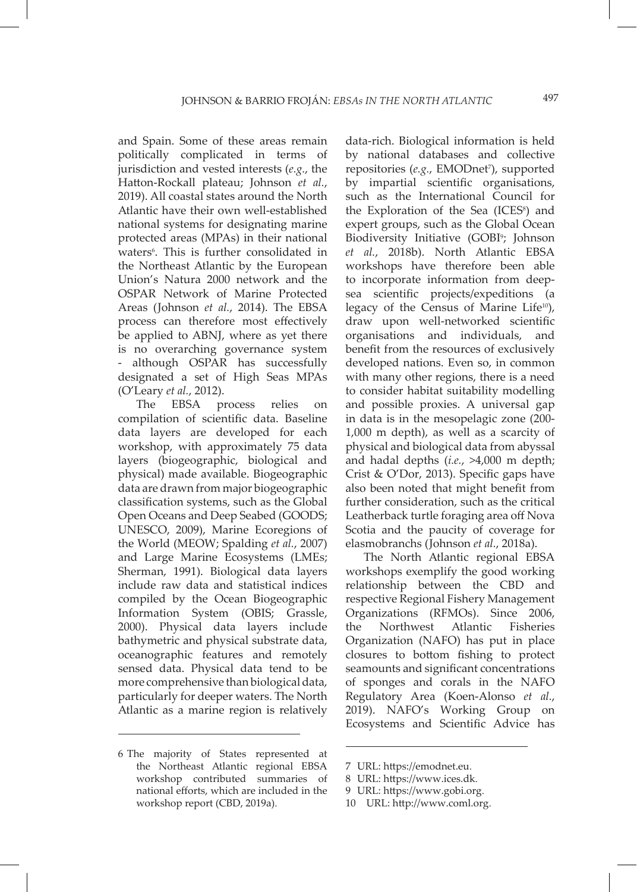and Spain. Some of these areas remain politically complicated in terms of jurisdiction and vested interests (*e.g.*, the Hatton-Rockall plateau; Johnson *et al.*, 2019). All coastal states around the North Atlantic have their own well-established national systems for designating marine protected areas (MPAs) in their national waters[6]. This is further consolidated in the Northeast Atlantic by the European Union's Natura 2000 network and the OSPAR Network of Marine Protected Areas (Johnson *et al.*, 2014). The EBSA process can therefore most effectively be applied to ABNJ, where as yet there is no overarching governance system - although OSPAR has successfully designated a set of High Seas MPAs (O'Leary *et al.*, 2012).

The EBSA process relies on compilation of scientific data. Baseline data layers are developed for each workshop, with approximately 75 data layers (biogeographic, biological and physical) made available. Biogeographic data are drawn from major biogeographic classification systems, such as the Global Open Oceans and Deep Seabed (GOODS; UNESCO, 2009), Marine Ecoregions of the World (MEOW; Spalding *et al.*, 2007) and Large Marine Ecosystems (LMEs; Sherman, 1991). Biological data layers include raw data and statistical indices compiled by the Ocean Biogeographic Information System (OBIS; Grassle, 2000). Physical data layers include bathymetric and physical substrate data, oceanographic features and remotely sensed data. Physical data tend to be more comprehensive than biological data, particularly for deeper waters. The North Atlantic as a marine region is relatively data-rich. Biological information is held by national databases and collective repositories (*e.g.*, EMODnet[7]), supported by impartial scientific organisations, such as the International Council for the Exploration of the Sea (ICES[8]) and expert groups, such as the Global Ocean Biodiversity Initiative (GOBI[9]; Johnson *et al.*, 2018b). North Atlantic EBSA workshops have therefore been able to incorporate information from deep-sea scientific projects/expeditions (a legacy of the Census of Marine Life[10]), draw upon well-networked scientific organisations and individuals, and benefit from the resources of exclusively developed nations. Even so, in common with many other regions, there is a need to consider habitat suitability modelling and possible proxies. A universal gap in data is in the mesopelagic zone (200-1,000 m depth), as well as a scarcity of physical and biological data from abyssal and hadal depths (*i.e.*, >4,000 m depth; Crist & O'Dor, 2013). Specific gaps have also been noted that might benefit from further consideration, such as the critical Leatherback turtle foraging area off Nova Scotia and the paucity of coverage for elasmobranchs (Johnson *et al*., 2018a).

The North Atlantic regional EBSA workshops exemplify the good working relationship between the CBD and respective Regional Fishery Management Organizations (RFMOs). Since 2006, the Northwest Atlantic Fisheries Organization (NAFO) has put in place closures to bottom fishing to protect seamounts and significant concentrations of sponges and corals in the NAFO Regulatory Area (Koen-Alonso *et al.*, 2019). NAFO's Working Group on Ecosystems and Scientific Advice has

---

6 The majority of States represented at the Northeast Atlantic regional EBSA workshop contributed summaries of national efforts, which are included in the workshop report (CBD, 2019a).

7 URL: https://emodnet.eu.

8 URL: https://www.ices.dk.

9 URL: https://www.gobi.org.

10 URL: http://www.coml.org.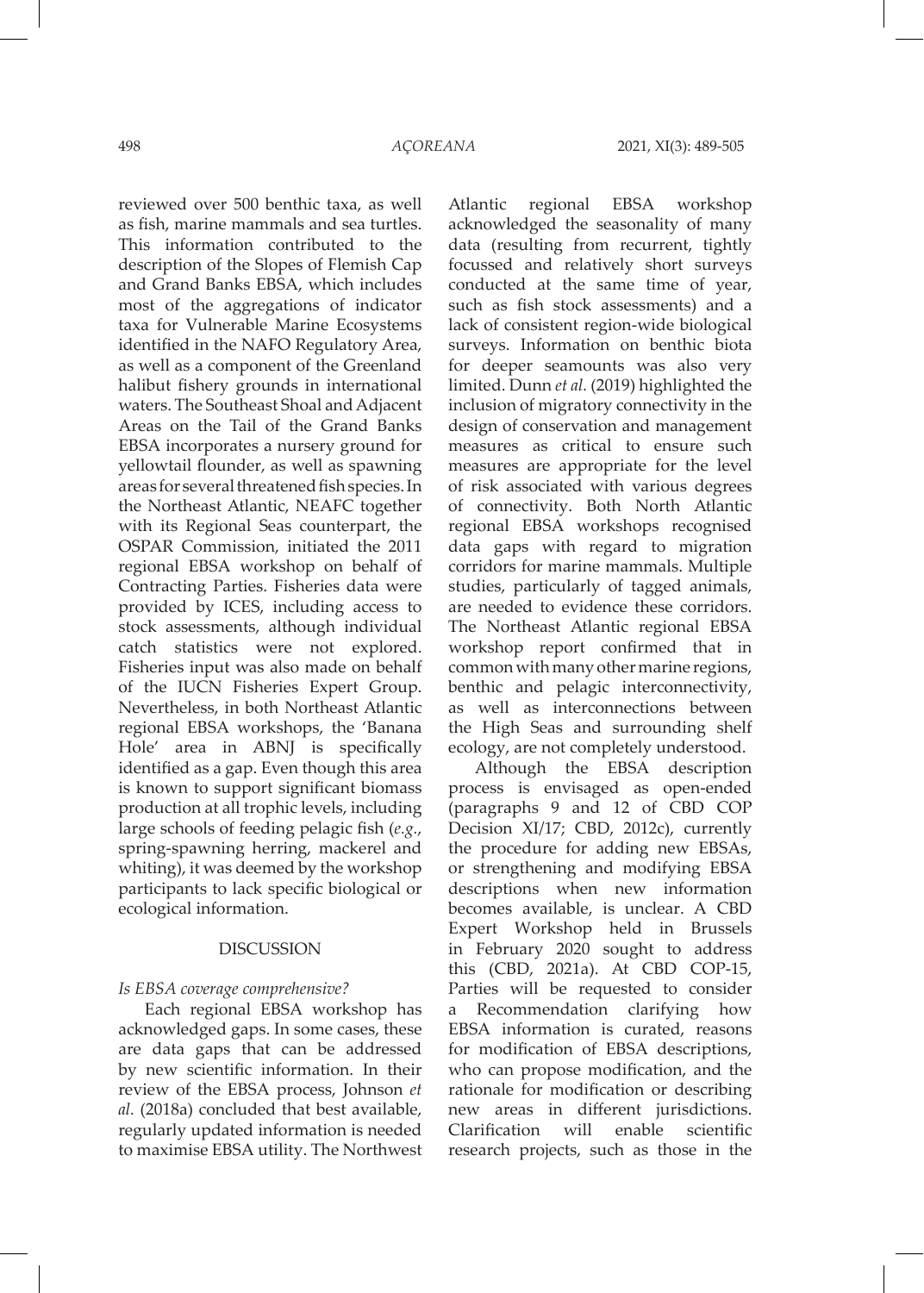reviewed over 500 benthic taxa, as well as fish, marine mammals and sea turtles. This information contributed to the description of the Slopes of Flemish Cap and Grand Banks EBSA, which includes most of the aggregations of indicator taxa for Vulnerable Marine Ecosystems identified in the NAFO Regulatory Area, as well as a component of the Greenland halibut fishery grounds in international waters. The Southeast Shoal and Adjacent Areas on the Tail of the Grand Banks EBSA incorporates a nursery ground for yellowtail flounder, as well as spawning areas for several threatened fish species. In the Northeast Atlantic, NEAFC together with its Regional Seas counterpart, the OSPAR Commission, initiated the 2011 regional EBSA workshop on behalf of Contracting Parties. Fisheries data were provided by ICES, including access to stock assessments, although individual catch statistics were not explored. Fisheries input was also made on behalf of the IUCN Fisheries Expert Group. Nevertheless, in both Northeast Atlantic regional EBSA workshops, the 'Banana Hole' area in ABNJ is specifically identified as a gap. Even though this area is known to support significant biomass production at all trophic levels, including large schools of feeding pelagic fish (*e.g.*, spring-spawning herring, mackerel and whiting), it was deemed by the workshop participants to lack specific biological or ecological information.

## DISCUSSION

### *Is EBSA coverage comprehensive?*

Each regional EBSA workshop has acknowledged gaps. In some cases, these are data gaps that can be addressed by new scientific information. In their review of the EBSA process, Johnson *et al.* (2018a) concluded that best available, regularly updated information is needed to maximise EBSA utility. The Northwest Atlantic regional EBSA workshop acknowledged the seasonality of many data (resulting from recurrent, tightly focussed and relatively short surveys conducted at the same time of year, such as fish stock assessments) and a lack of consistent region-wide biological surveys. Information on benthic biota for deeper seamounts was also very limited. Dunn *et al.* (2019) highlighted the inclusion of migratory connectivity in the design of conservation and management measures as critical to ensure such measures are appropriate for the level of risk associated with various degrees of connectivity. Both North Atlantic regional EBSA workshops recognised data gaps with regard to migration corridors for marine mammals. Multiple studies, particularly of tagged animals, are needed to evidence these corridors. The Northeast Atlantic regional EBSA workshop report confirmed that in common with many other marine regions, benthic and pelagic interconnectivity, as well as interconnections between the High Seas and surrounding shelf ecology, are not completely understood.

Although the EBSA description process is envisaged as open-ended (paragraphs 9 and 12 of CBD COP Decision XI/17; CBD, 2012c), currently the procedure for adding new EBSAs, or strengthening and modifying EBSA descriptions when new information becomes available, is unclear. A CBD Expert Workshop held in Brussels in February 2020 sought to address this (CBD, 2021a). At CBD COP-15, Parties will be requested to consider a Recommendation clarifying how EBSA information is curated, reasons for modification of EBSA descriptions, who can propose modification, and the rationale for modification or describing new areas in different jurisdictions. Clarification will enable scientific research projects, such as those in the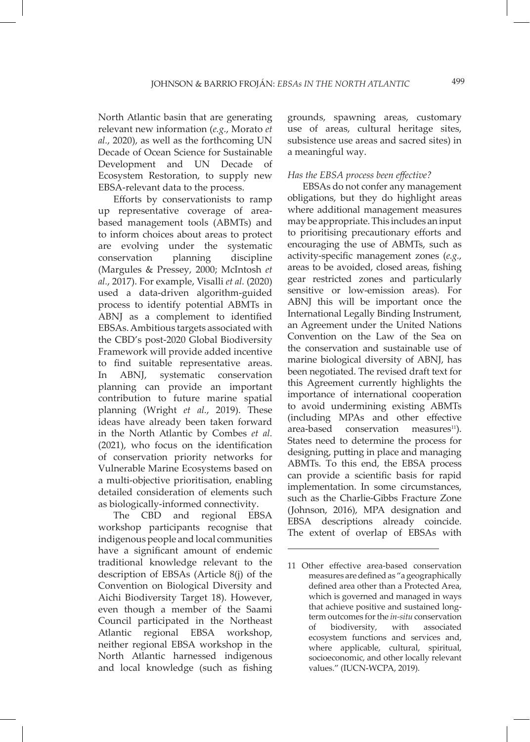North Atlantic basin that are generating relevant new information (*e.g.*, Morato *et al.*, 2020), as well as the forthcoming UN Decade of Ocean Science for Sustainable Development and UN Decade of Ecosystem Restoration, to supply new EBSA-relevant data to the process.

Efforts by conservationists to ramp up representative coverage of area-based management tools (ABMTs) and to inform choices about areas to protect are evolving under the systematic conservation planning discipline (Margules & Pressey, 2000; McIntosh *et al.*, 2017). For example, Visalli *et al.* (2020) used a data-driven algorithm-guided process to identify potential ABMTs in ABNJ as a complement to identified EBSAs. Ambitious targets associated with the CBD's post-2020 Global Biodiversity Framework will provide added incentive to find suitable representative areas. In ABNJ, systematic conservation planning can provide an important contribution to future marine spatial planning (Wright *et al.*, 2019). These ideas have already been taken forward in the North Atlantic by Combes *et al.* (2021), who focus on the identification of conservation priority networks for Vulnerable Marine Ecosystems based on a multi-objective prioritisation, enabling detailed consideration of elements such as biologically-informed connectivity.

The CBD and regional EBSA workshop participants recognise that indigenous people and local communities have a significant amount of endemic traditional knowledge relevant to the description of EBSAs (Article 8(j) of the Convention on Biological Diversity and Aichi Biodiversity Target 18). However, even though a member of the Saami Council participated in the Northeast Atlantic regional EBSA workshop, neither regional EBSA workshop in the North Atlantic harnessed indigenous and local knowledge (such as fishing grounds, spawning areas, customary use of areas, cultural heritage sites, subsistence use areas and sacred sites) in a meaningful way.

*Has the EBSA process been effective?*

EBSAs do not confer any management obligations, but they do highlight areas where additional management measures may be appropriate. This includes an input to prioritising precautionary efforts and encouraging the use of ABMTs, such as activity-specific management zones (*e.g.*, areas to be avoided, closed areas, fishing gear restricted zones and particularly sensitive or low-emission areas). For ABNJ this will be important once the International Legally Binding Instrument, an Agreement under the United Nations Convention on the Law of the Sea on the conservation and sustainable use of marine biological diversity of ABNJ, has been negotiated. The revised draft text for this Agreement currently highlights the importance of international cooperation to avoid undermining existing ABMTs (including MPAs and other effective area-based conservation measures[11]). States need to determine the process for designing, putting in place and managing ABMTs. To this end, the EBSA process can provide a scientific basis for rapid implementation. In some circumstances, such as the Charlie-Gibbs Fracture Zone (Johnson, 2016), MPA designation and EBSA descriptions already coincide. The extent of overlap of EBSAs with

11 Other effective area-based conservation measures are defined as "a geographically defined area other than a Protected Area, which is governed and managed in ways that achieve positive and sustained long-term outcomes for the *in-situ* conservation of biodiversity, with associated ecosystem functions and services and, where applicable, cultural, spiritual, socioeconomic, and other locally relevant values." (IUCN-WCPA, 2019).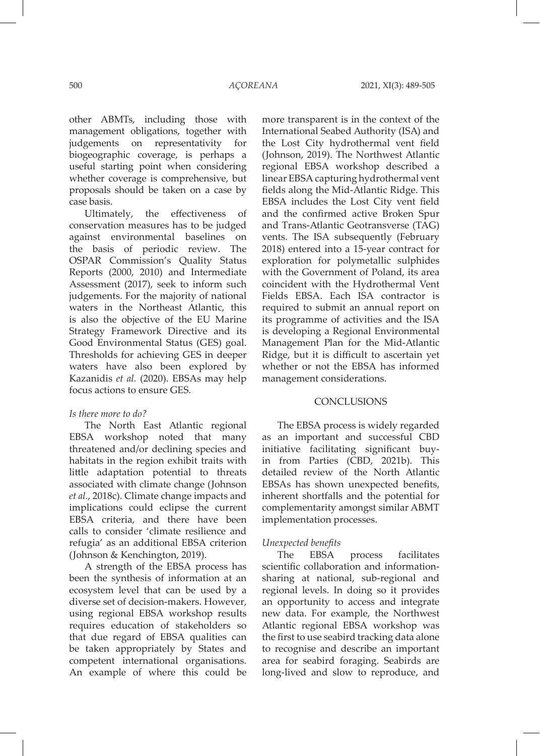other ABMTs, including those with management obligations, together with judgements on representativity for biogeographic coverage, is perhaps a useful starting point when considering whether coverage is comprehensive, but proposals should be taken on a case by case basis.

Ultimately, the effectiveness of conservation measures has to be judged against environmental baselines on the basis of periodic review. The OSPAR Commission's Quality Status Reports (2000, 2010) and Intermediate Assessment (2017), seek to inform such judgements. For the majority of national waters in the Northeast Atlantic, this is also the objective of the EU Marine Strategy Framework Directive and its Good Environmental Status (GES) goal. Thresholds for achieving GES in deeper waters have also been explored by Kazanidis *et al.* (2020). EBSAs may help focus actions to ensure GES.

### *Is there more to do?*

The North East Atlantic regional EBSA workshop noted that many threatened and/or declining species and habitats in the region exhibit traits with little adaptation potential to threats associated with climate change (Johnson *et al.*, 2018c). Climate change impacts and implications could eclipse the current EBSA criteria, and there have been calls to consider 'climate resilience and refugia' as an additional EBSA criterion (Johnson & Kenchington, 2019).

A strength of the EBSA process has been the synthesis of information at an ecosystem level that can be used by a diverse set of decision-makers. However, using regional EBSA workshop results requires education of stakeholders so that due regard of EBSA qualities can be taken appropriately by States and competent international organisations. An example of where this could be more transparent is in the context of the International Seabed Authority (ISA) and the Lost City hydrothermal vent field (Johnson, 2019). The Northwest Atlantic regional EBSA workshop described a linear EBSA capturing hydrothermal vent fields along the Mid-Atlantic Ridge. This EBSA includes the Lost City vent field and the confirmed active Broken Spur and Trans-Atlantic Geotransverse (TAG) vents. The ISA subsequently (February 2018) entered into a 15-year contract for exploration for polymetallic sulphides with the Government of Poland, its area coincident with the Hydrothermal Vent Fields EBSA. Each ISA contractor is required to submit an annual report on its programme of activities and the ISA is developing a Regional Environmental Management Plan for the Mid-Atlantic Ridge, but it is difficult to ascertain yet whether or not the EBSA has informed management considerations.

## CONCLUSIONS

The EBSA process is widely regarded as an important and successful CBD initiative facilitating significant buy-in from Parties (CBD, 2021b). This detailed review of the North Atlantic EBSAs has shown unexpected benefits, inherent shortfalls and the potential for complementarity amongst similar ABMT implementation processes.

### *Unexpected benefits*

The EBSA process facilitates scientific collaboration and information-sharing at national, sub-regional and regional levels. In doing so it provides an opportunity to access and integrate new data. For example, the Northwest Atlantic regional EBSA workshop was the first to use seabird tracking data alone to recognise and describe an important area for seabird foraging. Seabirds are long-lived and slow to reproduce, and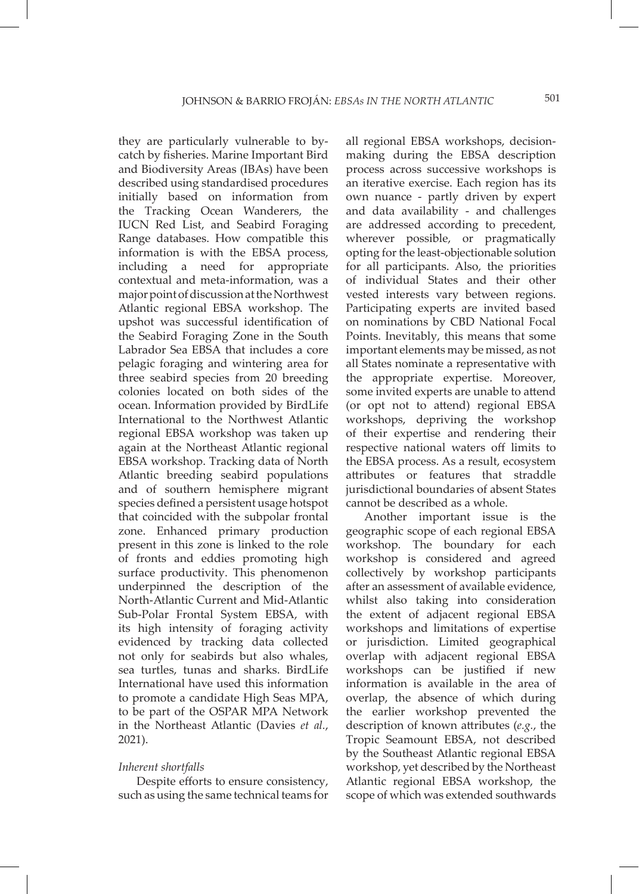they are particularly vulnerable to by-catch by fisheries. Marine Important Bird and Biodiversity Areas (IBAs) have been described using standardised procedures initially based on information from the Tracking Ocean Wanderers, the IUCN Red List, and Seabird Foraging Range databases. How compatible this information is with the EBSA process, including a need for appropriate contextual and meta-information, was a major point of discussion at the Northwest Atlantic regional EBSA workshop. The upshot was successful identification of the Seabird Foraging Zone in the South Labrador Sea EBSA that includes a core pelagic foraging and wintering area for three seabird species from 20 breeding colonies located on both sides of the ocean. Information provided by BirdLife International to the Northwest Atlantic regional EBSA workshop was taken up again at the Northeast Atlantic regional EBSA workshop. Tracking data of North Atlantic breeding seabird populations and of southern hemisphere migrant species defined a persistent usage hotspot that coincided with the subpolar frontal zone. Enhanced primary production present in this zone is linked to the role of fronts and eddies promoting high surface productivity. This phenomenon underpinned the description of the North-Atlantic Current and Mid-Atlantic Sub-Polar Frontal System EBSA, with its high intensity of foraging activity evidenced by tracking data collected not only for seabirds but also whales, sea turtles, tunas and sharks. BirdLife International have used this information to promote a candidate High Seas MPA, to be part of the OSPAR MPA Network in the Northeast Atlantic (Davies *et al.*, 2021).

*Inherent shortfalls*

Despite efforts to ensure consistency, such as using the same technical teams for all regional EBSA workshops, decision-making during the EBSA description process across successive workshops is an iterative exercise. Each region has its own nuance - partly driven by expert and data availability - and challenges are addressed according to precedent, wherever possible, or pragmatically opting for the least-objectionable solution for all participants. Also, the priorities of individual States and their other vested interests vary between regions. Participating experts are invited based on nominations by CBD National Focal Points. Inevitably, this means that some important elements may be missed, as not all States nominate a representative with the appropriate expertise. Moreover, some invited experts are unable to attend (or opt not to attend) regional EBSA workshops, depriving the workshop of their expertise and rendering their respective national waters off limits to the EBSA process. As a result, ecosystem attributes or features that straddle jurisdictional boundaries of absent States cannot be described as a whole.

Another important issue is the geographic scope of each regional EBSA workshop. The boundary for each workshop is considered and agreed collectively by workshop participants after an assessment of available evidence, whilst also taking into consideration the extent of adjacent regional EBSA workshops and limitations of expertise or jurisdiction. Limited geographical overlap with adjacent regional EBSA workshops can be justified if new information is available in the area of overlap, the absence of which during the earlier workshop prevented the description of known attributes (*e.g.*, the Tropic Seamount EBSA, not described by the Southeast Atlantic regional EBSA workshop, yet described by the Northeast Atlantic regional EBSA workshop, the scope of which was extended southwards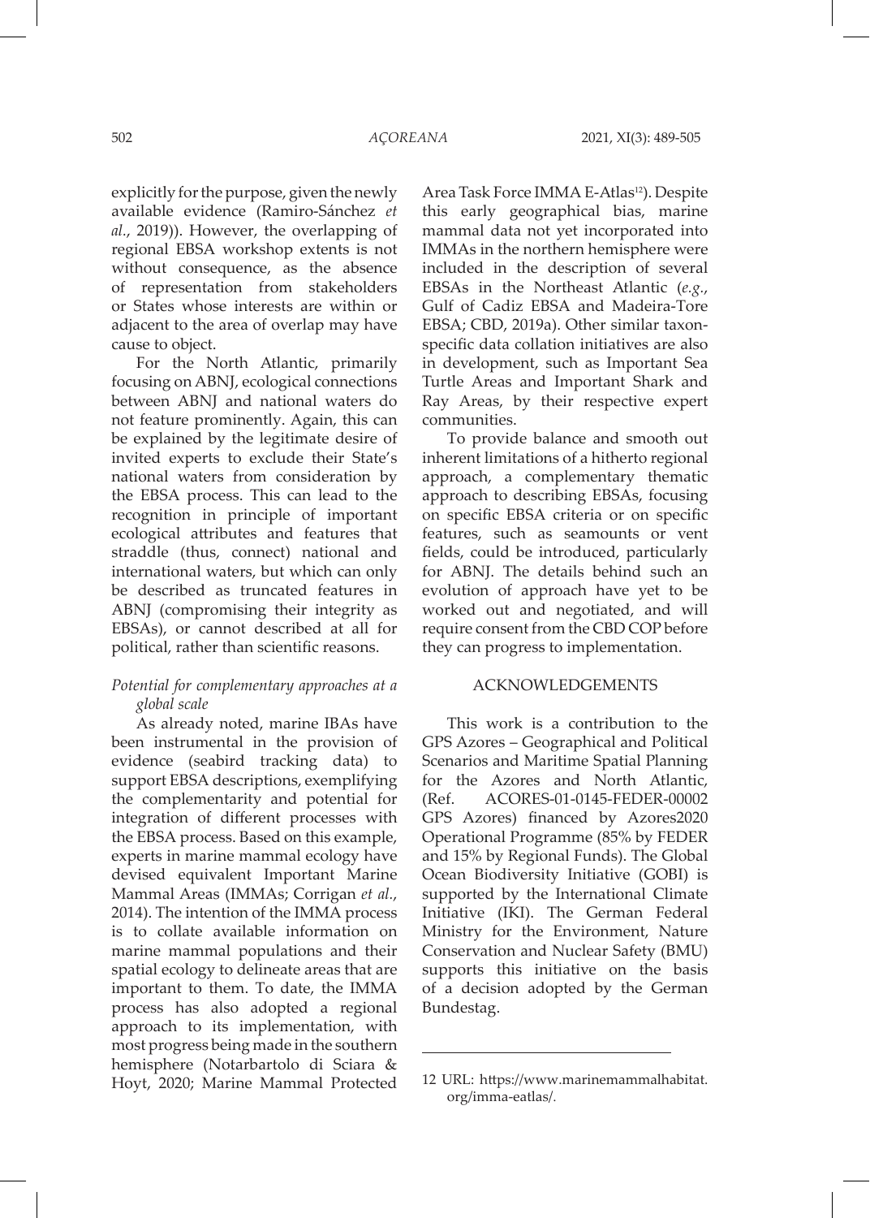explicitly for the purpose, given the newly available evidence (Ramiro-Sánchez *et al.*, 2019)). However, the overlapping of regional EBSA workshop extents is not without consequence, as the absence of representation from stakeholders or States whose interests are within or adjacent to the area of overlap may have cause to object.

For the North Atlantic, primarily focusing on ABNJ, ecological connections between ABNJ and national waters do not feature prominently. Again, this can be explained by the legitimate desire of invited experts to exclude their State's national waters from consideration by the EBSA process. This can lead to the recognition in principle of important ecological attributes and features that straddle (thus, connect) national and international waters, but which can only be described as truncated features in ABNJ (compromising their integrity as EBSAs), or cannot described at all for political, rather than scientific reasons.

*Potential for complementary approaches at a global scale*

As already noted, marine IBAs have been instrumental in the provision of evidence (seabird tracking data) to support EBSA descriptions, exemplifying the complementarity and potential for integration of different processes with the EBSA process. Based on this example, experts in marine mammal ecology have devised equivalent Important Marine Mammal Areas (IMMAs; Corrigan *et al.*, 2014). The intention of the IMMA process is to collate available information on marine mammal populations and their spatial ecology to delineate areas that are important to them. To date, the IMMA process has also adopted a regional approach to its implementation, with most progress being made in the southern hemisphere (Notarbartolo di Sciara & Hoyt, 2020; Marine Mammal Protected Area Task Force IMMA E-Atlas[12]). Despite this early geographical bias, marine mammal data not yet incorporated into IMMAs in the northern hemisphere were included in the description of several EBSAs in the Northeast Atlantic (*e.g.*, Gulf of Cadiz EBSA and Madeira-Tore EBSA; CBD, 2019a). Other similar taxon-specific data collation initiatives are also in development, such as Important Sea Turtle Areas and Important Shark and Ray Areas, by their respective expert communities.

To provide balance and smooth out inherent limitations of a hitherto regional approach, a complementary thematic approach to describing EBSAs, focusing on specific EBSA criteria or on specific features, such as seamounts or vent fields, could be introduced, particularly for ABNJ. The details behind such an evolution of approach have yet to be worked out and negotiated, and will require consent from the CBD COP before they can progress to implementation.

## ACKNOWLEDGEMENTS

This work is a contribution to the GPS Azores – Geographical and Political Scenarios and Maritime Spatial Planning for the Azores and North Atlantic, (Ref. ACORES-01-0145-FEDER-00002 GPS Azores) financed by Azores2020 Operational Programme (85% by FEDER and 15% by Regional Funds). The Global Ocean Biodiversity Initiative (GOBI) is supported by the International Climate Initiative (IKI). The German Federal Ministry for the Environment, Nature Conservation and Nuclear Safety (BMU) supports this initiative on the basis of a decision adopted by the German Bundestag.

---

12 URL: https://www.marinemammalhabitat.org/imma-eatlas/.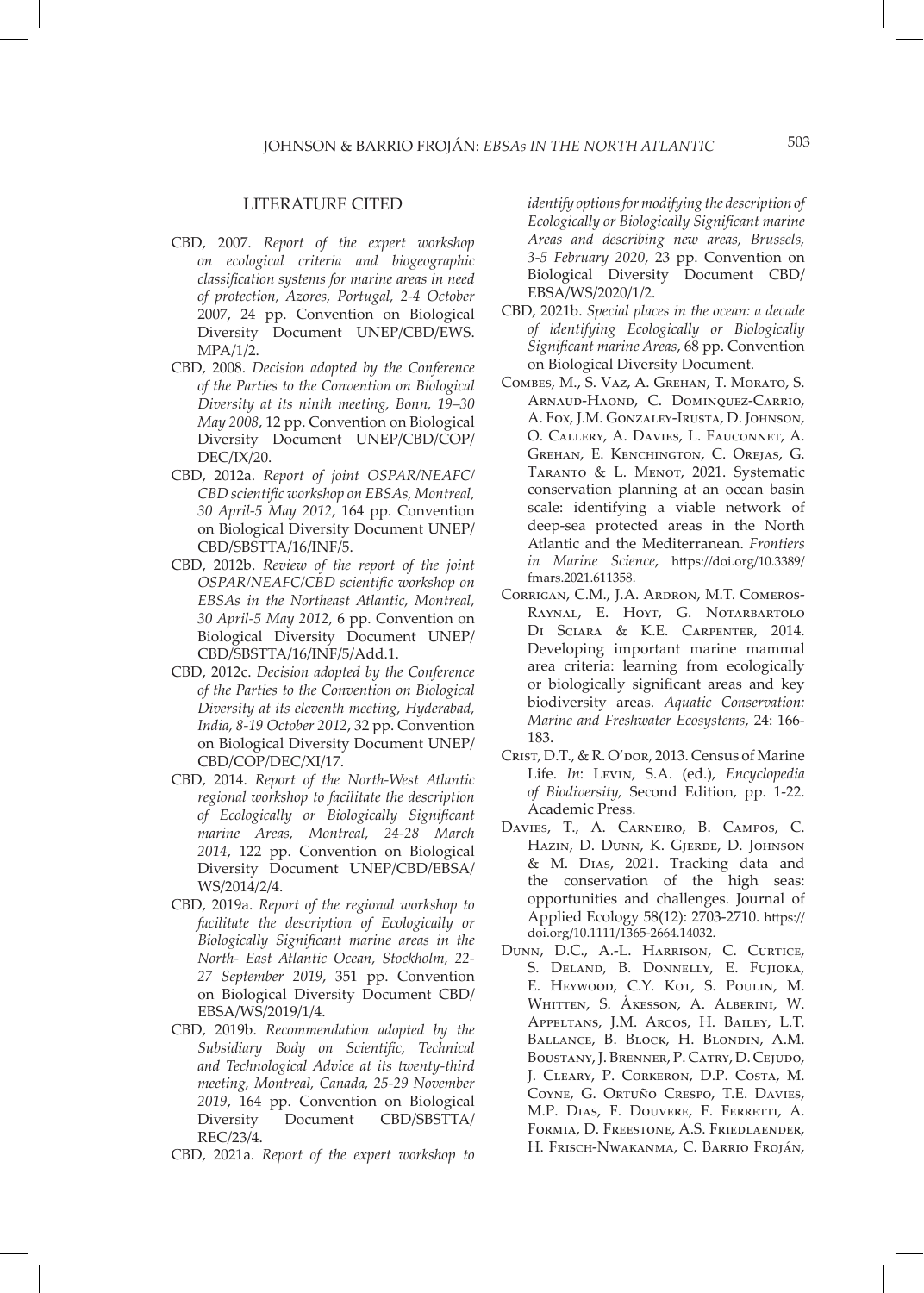## LITERATURE CITED

CBD, 2007. *Report of the expert workshop on ecological criteria and biogeographic classification systems for marine areas in need of protection, Azores, Portugal, 2-4 October* 2007, 24 pp. Convention on Biological Diversity Document UNEP/CBD/EWS.MPA/1/2.

CBD, 2008. *Decision adopted by the Conference of the Parties to the Convention on Biological Diversity at its ninth meeting, Bonn, 19–30 May 2008*, 12 pp. Convention on Biological Diversity Document UNEP/CBD/COP/DEC/IX/20.

CBD, 2012a. *Report of joint OSPAR/NEAFC/CBD scientific workshop on EBSAs, Montreal, 30 April-5 May 2012*, 164 pp. Convention on Biological Diversity Document UNEP/CBD/SBSTTA/16/INF/5.

CBD, 2012b. *Review of the report of the joint OSPAR/NEAFC/CBD scientific workshop on EBSAs in the Northeast Atlantic, Montreal, 30 April-5 May 2012*, 6 pp. Convention on Biological Diversity Document UNEP/CBD/SBSTTA/16/INF/5/Add.1.

CBD, 2012c. *Decision adopted by the Conference of the Parties to the Convention on Biological Diversity at its eleventh meeting, Hyderabad, India, 8-19 October 2012*, 32 pp. Convention on Biological Diversity Document UNEP/CBD/COP/DEC/XI/17.

CBD, 2014. *Report of the North-West Atlantic regional workshop to facilitate the description of Ecologically or Biologically Significant marine Areas, Montreal, 24-28 March 2014*, 122 pp. Convention on Biological Diversity Document UNEP/CBD/EBSA/WS/2014/2/4.

CBD, 2019a. *Report of the regional workshop to facilitate the description of Ecologically or Biologically Significant marine areas in the North- East Atlantic Ocean, Stockholm, 22-27 September 2019*, 351 pp. Convention on Biological Diversity Document CBD/EBSA/WS/2019/1/4.

CBD, 2019b. *Recommendation adopted by the Subsidiary Body on Scientific, Technical and Technological Advice at its twenty-third meeting, Montreal, Canada, 25-29 November 2019*, 164 pp. Convention on Biological Diversity Document CBD/SBSTTA/REC/23/4.

CBD, 2021a. *Report of the expert workshop to identify options for modifying the description of Ecologically or Biologically Significant marine Areas and describing new areas, Brussels, 3-5 February 2020*, 23 pp. Convention on Biological Diversity Document CBD/EBSA/WS/2020/1/2.

CBD, 2021b. *Special places in the ocean: a decade of identifying Ecologically or Biologically Significant marine Areas*, 68 pp. Convention on Biological Diversity Document.

Combes, M., S. Vaz, A. Grehan, T. Morato, S. Arnaud-Haond, C. Dominquez-Carrio, A. Fox, J.M. Gonzaley-Irusta, D. Johnson, O. Callery, A. Davies, L. Fauconnet, A. Grehan, E. Kenchington, C. Orejas, G. Taranto & L. Menot, 2021. Systematic conservation planning at an ocean basin scale: identifying a viable network of deep-sea protected areas in the North Atlantic and the Mediterranean. *Frontiers in Marine Science*, https://doi.org/10.3389/fmars.2021.611358.

Corrigan, C.M., J.A. Ardron, M.T. Comeros-Raynal, E. Hoyt, G. Notarbartolo Di Sciara & K.E. Carpenter, 2014. Developing important marine mammal area criteria: learning from ecologically or biologically significant areas and key biodiversity areas. *Aquatic Conservation: Marine and Freshwater Ecosystems*, 24: 166-183.

Crist, D.T., & R. O'dor, 2013. Census of Marine Life. *In*: Levin, S.A. (ed.), *Encyclopedia of Biodiversity,* Second Edition, pp. 1-22. Academic Press.

Davies, T., A. Carneiro, B. Campos, C. Hazin, D. Dunn, K. Gjerde, D. Johnson & M. Dias, 2021. Tracking data and the conservation of the high seas: opportunities and challenges. Journal of Applied Ecology 58(12): 2703-2710. https://doi.org/10.1111/1365-2664.14032.

Dunn, D.C., A.-L. Harrison, C. Curtice, S. Deland, B. Donnelly, E. Fujioka, E. Heywood, C.Y. Kot, S. Poulin, M. Whitten, S. Åkesson, A. Alberini, W. Appeltans, J.M. Arcos, H. Bailey, L.T. Ballance, B. Block, H. Blondin, A.M. Boustany, J. Brenner, P. Catry, D. Cejudo, J. Cleary, P. Corkeron, D.P. Costa, M. Coyne, G. Ortuño Crespo, T.E. Davies, M.P. Dias, F. Douvere, F. Ferretti, A. Formia, D. Freestone, A.S. Friedlaender, H. Frisch-Nwakanma, C. Barrio Froján,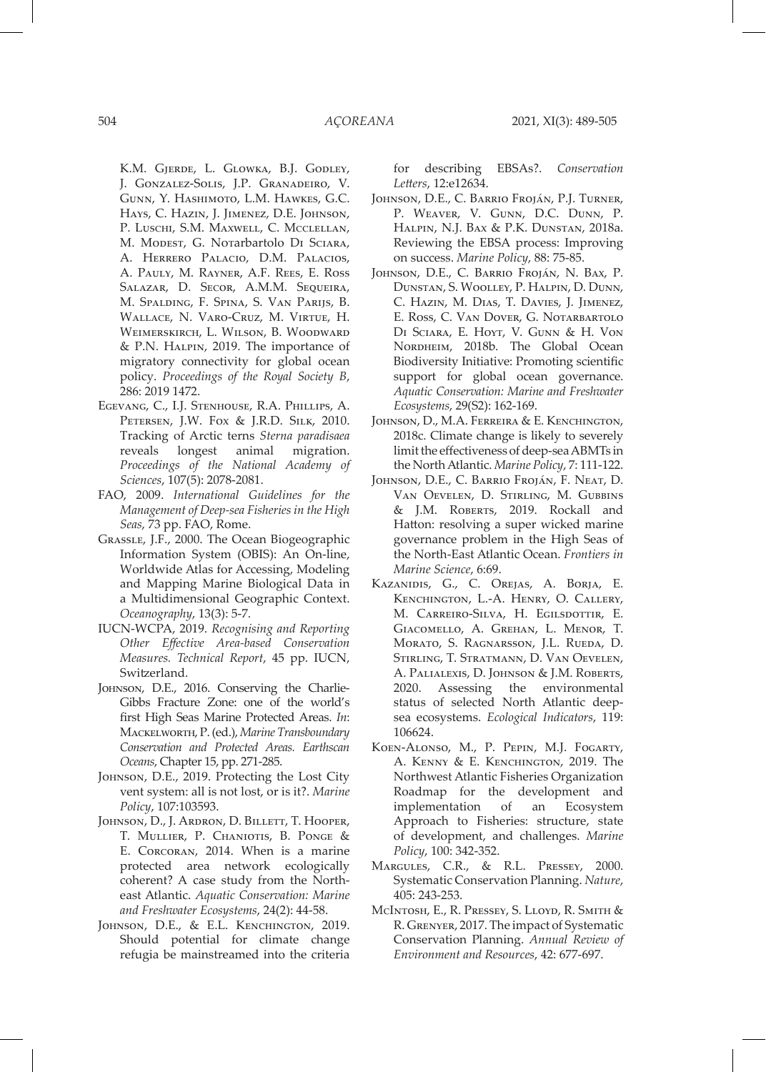K.M. Gjerde, L. Glowka, B.J. Godley, J. Gonzalez-Solis, J.P. Granadeiro, V. Gunn, Y. Hashimoto, L.M. Hawkes, G.C. Hays, C. Hazin, J. Jimenez, D.E. Johnson, P. Luschi, S.M. Maxwell, C. Mcclellan, M. Modest, G. Notarbartolo Di Sciara, A. Herrero Palacio, D.M. Palacios, A. Pauly, M. Rayner, A.F. Rees, E. Ross Salazar, D. Secor, A.M.M. Sequeira, M. Spalding, F. Spina, S. Van Parijs, B. Wallace, N. Varo-Cruz, M. Virtue, H. Weimerskirch, L. Wilson, B. Woodward & P.N. Halpin, 2019. The importance of migratory connectivity for global ocean policy. *Proceedings of the Royal Society B*, 286: 2019 1472.

Egevang, C., I.J. Stenhouse, R.A. Phillips, A. Petersen, J.W. Fox & J.R.D. Silk, 2010. Tracking of Arctic terns *Sterna paradisaea* reveals longest animal migration. *Proceedings of the National Academy of Sciences*, 107(5): 2078-2081.

FAO, 2009. *International Guidelines for the Management of Deep-sea Fisheries in the High Seas*, 73 pp. FAO, Rome.

Grassle, J.F., 2000. The Ocean Biogeographic Information System (OBIS): An On-line, Worldwide Atlas for Accessing, Modeling and Mapping Marine Biological Data in a Multidimensional Geographic Context. *Oceanography*, 13(3): 5-7.

IUCN-WCPA, 2019. *Recognising and Reporting Other Effective Area-based Conservation Measures. Technical Report*, 45 pp. IUCN, Switzerland.

Johnson, D.E., 2016. Conserving the Charlie-Gibbs Fracture Zone: one of the world's first High Seas Marine Protected Areas. *In*: Mackelworth, P. (ed.), *Marine Transboundary Conservation and Protected Areas. Earthscan Oceans*, Chapter 15, pp. 271-285.

Johnson, D.E., 2019. Protecting the Lost City vent system: all is not lost, or is it?. *Marine Policy*, 107:103593.

Johnson, D., J. Ardron, D. Billett, T. Hooper, T. Mullier, P. Chaniotis, B. Ponge & E. Corcoran, 2014. When is a marine protected area network ecologically coherent? A case study from the North-east Atlantic. *Aquatic Conservation: Marine and Freshwater Ecosystems*, 24(2): 44-58.

Johnson, D.E., & E.L. Kenchington, 2019. Should potential for climate change refugia be mainstreamed into the criteria for describing EBSAs?. *Conservation Letters*, 12:e12634.

Johnson, D.E., C. Barrio Froján, P.J. Turner, P. Weaver, V. Gunn, D.C. Dunn, P. Halpin, N.J. Bax & P.K. Dunstan, 2018a. Reviewing the EBSA process: Improving on success. *Marine Policy*, 88: 75-85.

Johnson, D.E., C. Barrio Froján, N. Bax, P. Dunstan, S. Woolley, P. Halpin, D. Dunn, C. Hazin, M. Dias, T. Davies, J. Jimenez, E. Ross, C. Van Dover, G. Notarbartolo Di Sciara, E. Hoyt, V. Gunn & H. Von Nordheim, 2018b. The Global Ocean Biodiversity Initiative: Promoting scientific support for global ocean governance. *Aquatic Conservation: Marine and Freshwater Ecosystems*, 29(S2): 162-169.

Johnson, D., M.A. Ferreira & E. Kenchington, 2018c. Climate change is likely to severely limit the effectiveness of deep-sea ABMTs in the North Atlantic. *Marine Policy*, 7: 111-122.

Johnson, D.E., C. Barrio Froján, F. Neat, D. Van Oevelen, D. Stirling, M. Gubbins & J.M. Roberts, 2019. Rockall and Hatton: resolving a super wicked marine governance problem in the High Seas of the North-East Atlantic Ocean. *Frontiers in Marine Science*, 6:69.

Kazanidis, G., C. Orejas, A. Borja, E. Kenchington, L.-A. Henry, O. Callery, M. Carreiro-Silva, H. Egilsdottir, E. Giacomello, A. Grehan, L. Menor, T. Morato, S. Ragnarsson, J.L. Rueda, D. Stirling, T. Stratmann, D. Van Oevelen, A. Palialexis, D. Johnson & J.M. Roberts, 2020. Assessing the environmental status of selected North Atlantic deep-sea ecosystems. *Ecological Indicators*, 119: 106624.

Koen-Alonso, M., P. Pepin, M.J. Fogarty, A. Kenny & E. Kenchington, 2019. The Northwest Atlantic Fisheries Organization Roadmap for the development and implementation of an Ecosystem Approach to Fisheries: structure, state of development, and challenges. *Marine Policy*, 100: 342-352.

Margules, C.R., & R.L. Pressey, 2000. Systematic Conservation Planning. *Nature*, 405: 243-253.

McIntosh, E., R. Pressey, S. Lloyd, R. Smith & R. Grenyer, 2017. The impact of Systematic Conservation Planning. *Annual Review of Environment and Resources*, 42: 677-697.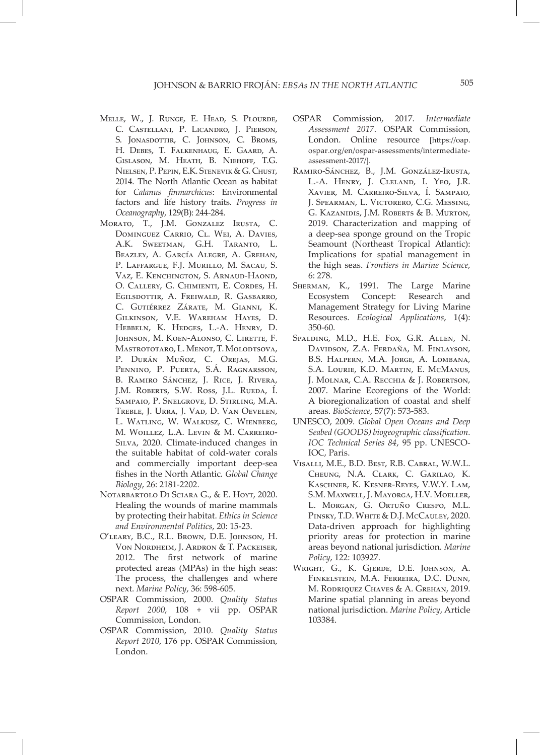Melle, W., J. Runge, E. Head, S. Plourde, C. Castellani, P. Licandro, J. Pierson, S. Jonasdottir, C. Johnson, C. Broms, H. Debes, T. Falkenhaug, E. Gaard, A. Gislason, M. Heath, B. Niehoff, T.G. Nielsen, P. Pepin, E.K. Stenevik & G. Chust, 2014. The North Atlantic Ocean as habitat for *Calanus finmarchicus*: Environmental factors and life history traits. *Progress in Oceanography*, 129(B): 244-284.

Morato, T., J.M. Gonzalez Irusta, C. Dominguez Carrio, Cl. Wei, A. Davies, A.K. Sweetman, G.H. Taranto, L. Beazley, A. García Alegre, A. Grehan, P. Laffargue, F.J. Murillo, M. Sacau, S. Vaz, E. Kenchington, S. Arnaud-Haond, O. Callery, G. Chimienti, E. Cordes, H. Egilsdottir, A. Freiwald, R. Gasbarro, C. Gutiérrez Zárate, M. Gianni, K. Gilkinson, V.E. Wareham Hayes, D. Hebbeln, K. Hedges, L.-A. Henry, D. Johnson, M. Koen-Alonso, C. Lirette, F. Mastrototaro, L. Menot, T. Molodtsova, P. Durán Muñoz, C. Orejas, M.G. Pennino, P. Puerta, S.Á. Ragnarsson, B. Ramiro Sánchez, J. Rice, J. Rivera, J.M. Roberts, S.W. Ross, J.L. Rueda, Í. Sampaio, P. Snelgrove, D. Stirling, M.A. Treble, J. Urra, J. Vad, D. Van Oevelen, L. Watling, W. Walkusz, C. Wienberg, M. Woillez, L.A. Levin & M. Carreiro-Silva, 2020. Climate-induced changes in the suitable habitat of cold-water corals and commercially important deep-sea fishes in the North Atlantic. *Global Change Biology*, 26: 2181-2202.

Notarbartolo Di Sciara G., & E. Hoyt, 2020. Healing the wounds of marine mammals by protecting their habitat. *Ethics in Science and Environmental Politics*, 20: 15-23.

O'leary, B.C., R.L. Brown, D.E. Johnson, H. Von Nordheim, J. Ardron & T. Packeiser, 2012. The first network of marine protected areas (MPAs) in the high seas: The process, the challenges and where next. *Marine Policy*, 36: 598-605.

OSPAR Commission, 2000. *Quality Status Report 2000*, 108 + vii pp. OSPAR Commission, London.

OSPAR Commission, 2010. *Quality Status Report 2010*, 176 pp. OSPAR Commission, London.

OSPAR Commission, 2017. *Intermediate Assessment 2017*. OSPAR Commission, London. Online resource [https://oap.ospar.org/en/ospar-assessments/intermediate-assessment-2017/].

Ramiro-Sánchez, B., J.M. González-Irusta, L.-A. Henry, J. Cleland, I. Yeo, J.R. Xavier, M. Carreiro-Silva, Í. Sampaio, J. Spearman, L. Victorero, C.G. Messing, G. Kazanidis, J.M. Roberts & B. Murton, 2019. Characterization and mapping of a deep-sea sponge ground on the Tropic Seamount (Northeast Tropical Atlantic): Implications for spatial management in the high seas. *Frontiers in Marine Science*, 6: 278.

Sherman, K., 1991. The Large Marine Ecosystem Concept: Research and Management Strategy for Living Marine Resources. *Ecological Applications*, 1(4): 350-60.

Spalding, M.D., H.E. Fox, G.R. Allen, N. Davidson, Z.A. Ferdaña, M. Finlayson, B.S. Halpern, M.A. Jorge, A. Lombana, S.A. Lourie, K.D. Martin, E. McManus, J. Molnar, C.A. Recchia & J. Robertson, 2007. Marine Ecoregions of the World: A bioregionalization of coastal and shelf areas. *BioScience*, 57(7): 573-583.

UNESCO, 2009. *Global Open Oceans and Deep Seabed (GOODS) biogeographic classification. IOC Technical Series 84*, 95 pp. UNESCO-IOC, Paris.

Visalli, M.E., B.D. Best, R.B. Cabral, W.W.L. Cheung, N.A. Clark, C. Garilao, K. Kaschner, K. Kesner-Reyes, V.W.Y. Lam, S.M. Maxwell, J. Mayorga, H.V. Moeller, L. Morgan, G. Ortuño Crespo, M.L. Pinsky, T.D. White & D.J. McCauley, 2020. Data-driven approach for highlighting priority areas for protection in marine areas beyond national jurisdiction. *Marine Policy*, 122: 103927.

Wright, G., K. Gjerde, D.E. Johnson, A. Finkelstein, M.A. Ferreira, D.C. Dunn, M. Rodriquez Chaves & A. Grehan, 2019. Marine spatial planning in areas beyond national jurisdiction. *Marine Policy*, Article 103384.